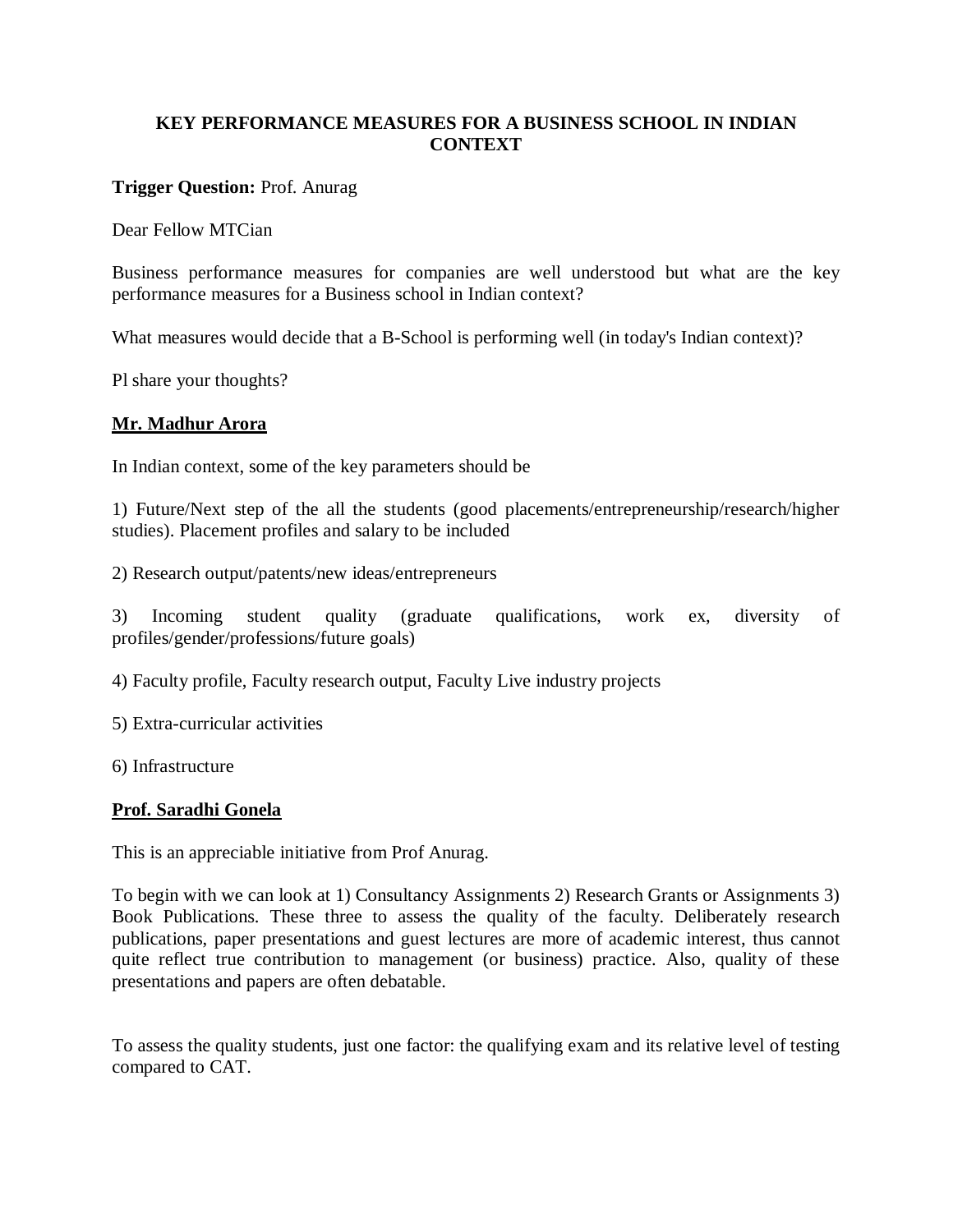# KEY PERFORMANCE MEASURES FOR A BUSINESS SCHOOL IN INDIAN CONTEXT

**Trigger Question:** Prof. Anurag

Dear Fellow MTCian

Business performance measures for companies are well understood but what are the key performance measures for a Business school in Indian context?

What measures would decide that a B-School is performing well (in today's Indian context)?

Pl share your thoughts?

**Mr. Madhur Arora**

In Indian context, some of the key parameters should be

1) Future/Next step of the all the students (good placements/entrepreneurship/research/higher studies). Placement profiles and salary to be included

2) Research output/patents/new ideas/entrepreneurs

3) Incoming student quality (graduate qualifications, work ex, diversity of profiles/gender/professions/future goals)

4) Faculty profile, Faculty research output, Faculty Live industry projects

5) Extra-curricular activities

6) Infrastructure

**Prof. Saradhi Gonela**

This is an appreciable initiative from Prof Anurag.

To begin with we can look at 1) Consultancy Assignments 2) Research Grants or Assignments 3) Book Publications. These three to assess the quality of the faculty. Deliberately research publications, paper presentations and guest lectures are more of academic interest, thus cannot quite reflect true contribution to management (or business) practice. Also, quality of these presentations and papers are often debatable.

To assess the quality students, just one factor: the qualifying exam and its relative level of testing compared to CAT.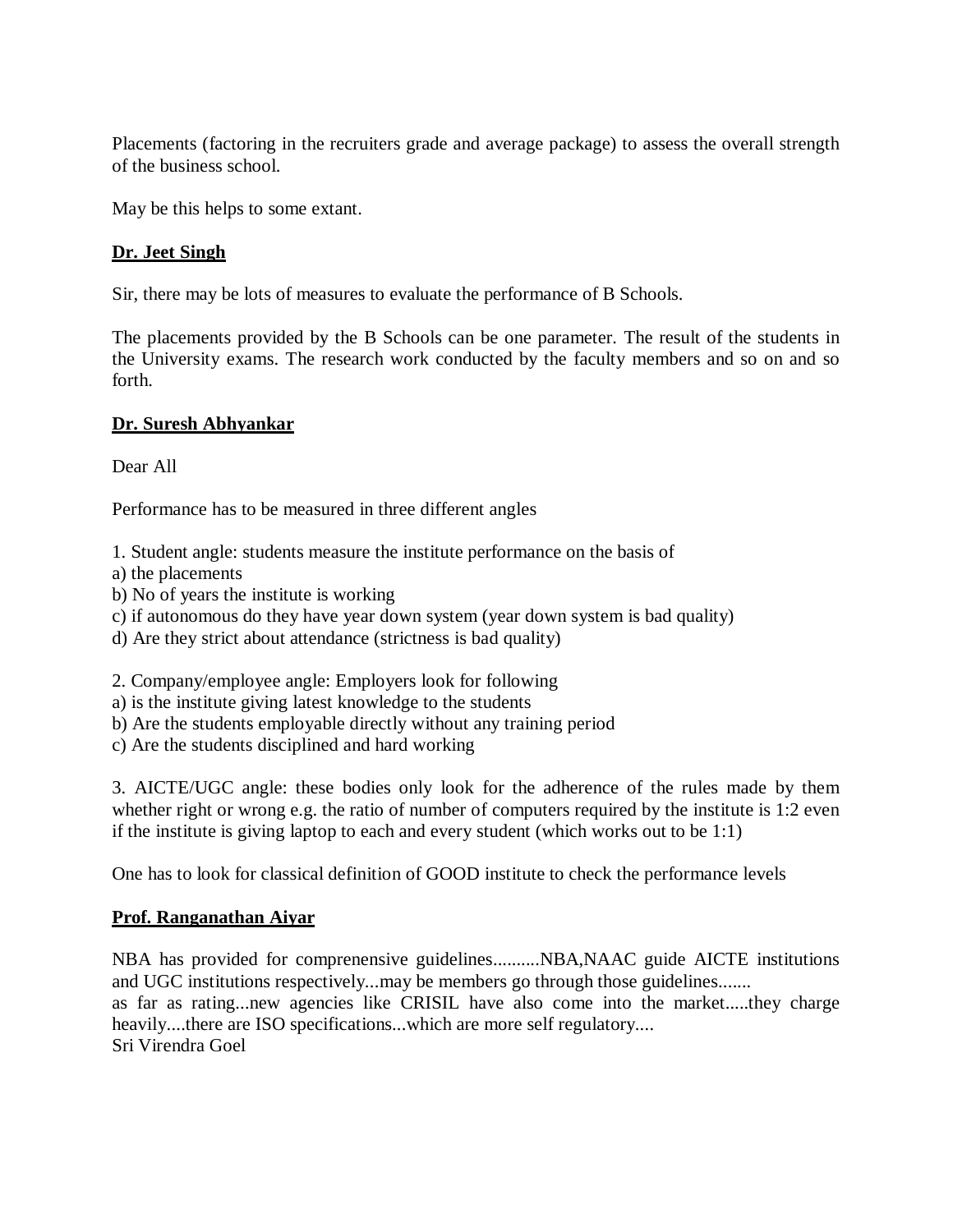Placements (factoring in the recruiters grade and average package) to assess the overall strength of the business school.

May be this helps to some extant.

**Dr. Jeet Singh**

Sir, there may be lots of measures to evaluate the performance of B Schools.

The placements provided by the B Schools can be one parameter. The result of the students in the University exams. The research work conducted by the faculty members and so on and so forth.

**Dr. Suresh Abhyankar**

Dear All

Performance has to be measured in three different angles

1. Student angle: students measure the institute performance on the basis of
a) the placements
b) No of years the institute is working
c) if autonomous do they have year down system (year down system is bad quality)
d) Are they strict about attendance (strictness is bad quality)

2. Company/employee angle: Employers look for following
a) is the institute giving latest knowledge to the students
b) Are the students employable directly without any training period
c) Are the students disciplined and hard working

3. AICTE/UGC angle: these bodies only look for the adherence of the rules made by them whether right or wrong e.g. the ratio of number of computers required by the institute is 1:2 even if the institute is giving laptop to each and every student (which works out to be 1:1)

One has to look for classical definition of GOOD institute to check the performance levels

**Prof. Ranganathan Aiyar**

NBA has provided for comprenensive guidelines..........NBA,NAAC guide AICTE institutions and UGC institutions respectively...may be members go through those guidelines.......
as far as rating...new agencies like CRISIL have also come into the market.....they charge heavily....there are ISO specifications...which are more self regulatory....
Sri Virendra Goel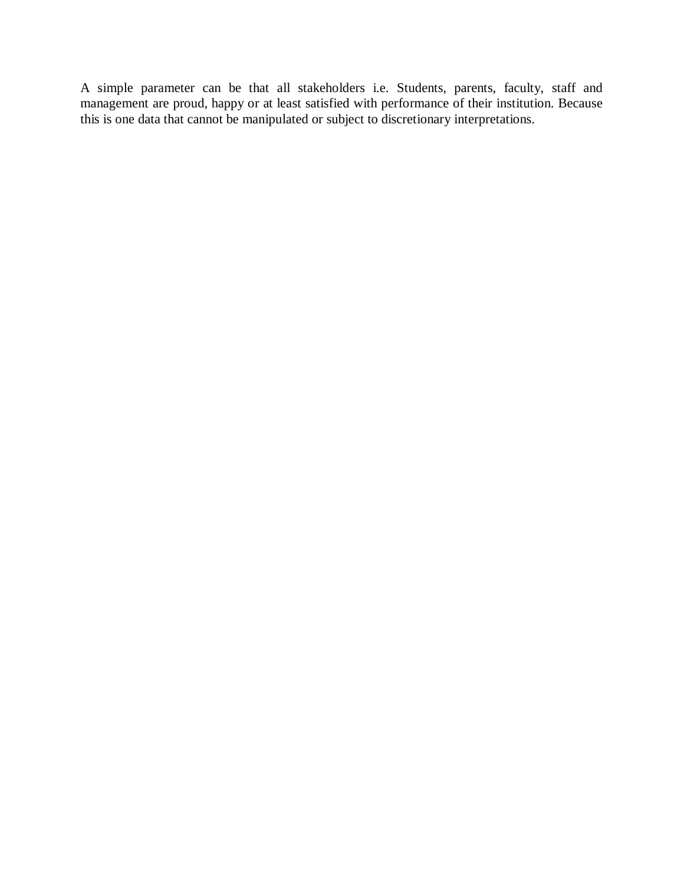A simple parameter can be that all stakeholders i.e. Students, parents, faculty, staff and management are proud, happy or at least satisfied with performance of their institution. Because this is one data that cannot be manipulated or subject to discretionary interpretations.